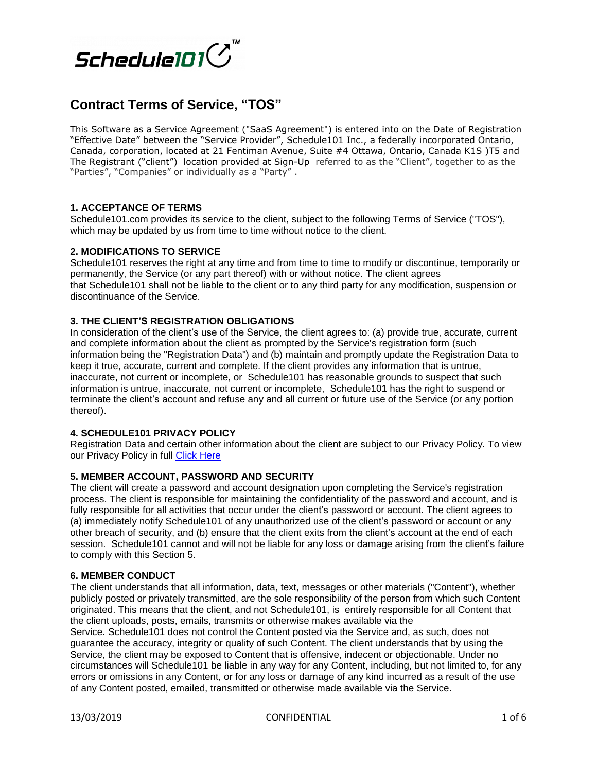Schedule101™

# Contract Terms of Service, "TOS"

This Software as a Service Agreement ("SaaS Agreement") is entered into on the Date of Registration "Effective Date" between the "Service Provider", Schedule101 Inc., a federally incorporated Ontario, Canada, corporation, located at 21 Fentiman Avenue, Suite #4 Ottawa, Ontario, Canada K1S )T5 and The Registrant ("client") location provided at Sign-Up referred to as the "Client", together to as the "Parties", "Companies" or individually as a "Party" .

### 1. ACCEPTANCE OF TERMS

Schedule101.com provides its service to the client, subject to the following Terms of Service ("TOS"), which may be updated by us from time to time without notice to the client.

### 2. MODIFICATIONS TO SERVICE

Schedule101 reserves the right at any time and from time to time to modify or discontinue, temporarily or permanently, the Service (or any part thereof) with or without notice. The client agrees that Schedule101 shall not be liable to the client or to any third party for any modification, suspension or discontinuance of the Service.

### 3. THE CLIENT'S REGISTRATION OBLIGATIONS

In consideration of the client's use of the Service, the client agrees to: (a) provide true, accurate, current and complete information about the client as prompted by the Service's registration form (such information being the "Registration Data") and (b) maintain and promptly update the Registration Data to keep it true, accurate, current and complete. If the client provides any information that is untrue, inaccurate, not current or incomplete, or Schedule101 has reasonable grounds to suspect that such information is untrue, inaccurate, not current or incomplete, Schedule101 has the right to suspend or terminate the client's account and refuse any and all current or future use of the Service (or any portion thereof).

### 4. SCHEDULE101 PRIVACY POLICY

Registration Data and certain other information about the client are subject to our Privacy Policy. To view our Privacy Policy in full Click Here

### 5. MEMBER ACCOUNT, PASSWORD AND SECURITY

The client will create a password and account designation upon completing the Service's registration process. The client is responsible for maintaining the confidentiality of the password and account, and is fully responsible for all activities that occur under the client's password or account. The client agrees to (a) immediately notify Schedule101 of any unauthorized use of the client's password or account or any other breach of security, and (b) ensure that the client exits from the client's account at the end of each session. Schedule101 cannot and will not be liable for any loss or damage arising from the client's failure to comply with this Section 5.

### 6. MEMBER CONDUCT

The client understands that all information, data, text, messages or other materials ("Content"), whether publicly posted or privately transmitted, are the sole responsibility of the person from which such Content originated. This means that the client, and not Schedule101, is entirely responsible for all Content that the client uploads, posts, emails, transmits or otherwise makes available via the Service. Schedule101 does not control the Content posted via the Service and, as such, does not guarantee the accuracy, integrity or quality of such Content. The client understands that by using the Service, the client may be exposed to Content that is offensive, indecent or objectionable. Under no circumstances will Schedule101 be liable in any way for any Content, including, but not limited to, for any errors or omissions in any Content, or for any loss or damage of any kind incurred as a result of the use of any Content posted, emailed, transmitted or otherwise made available via the Service.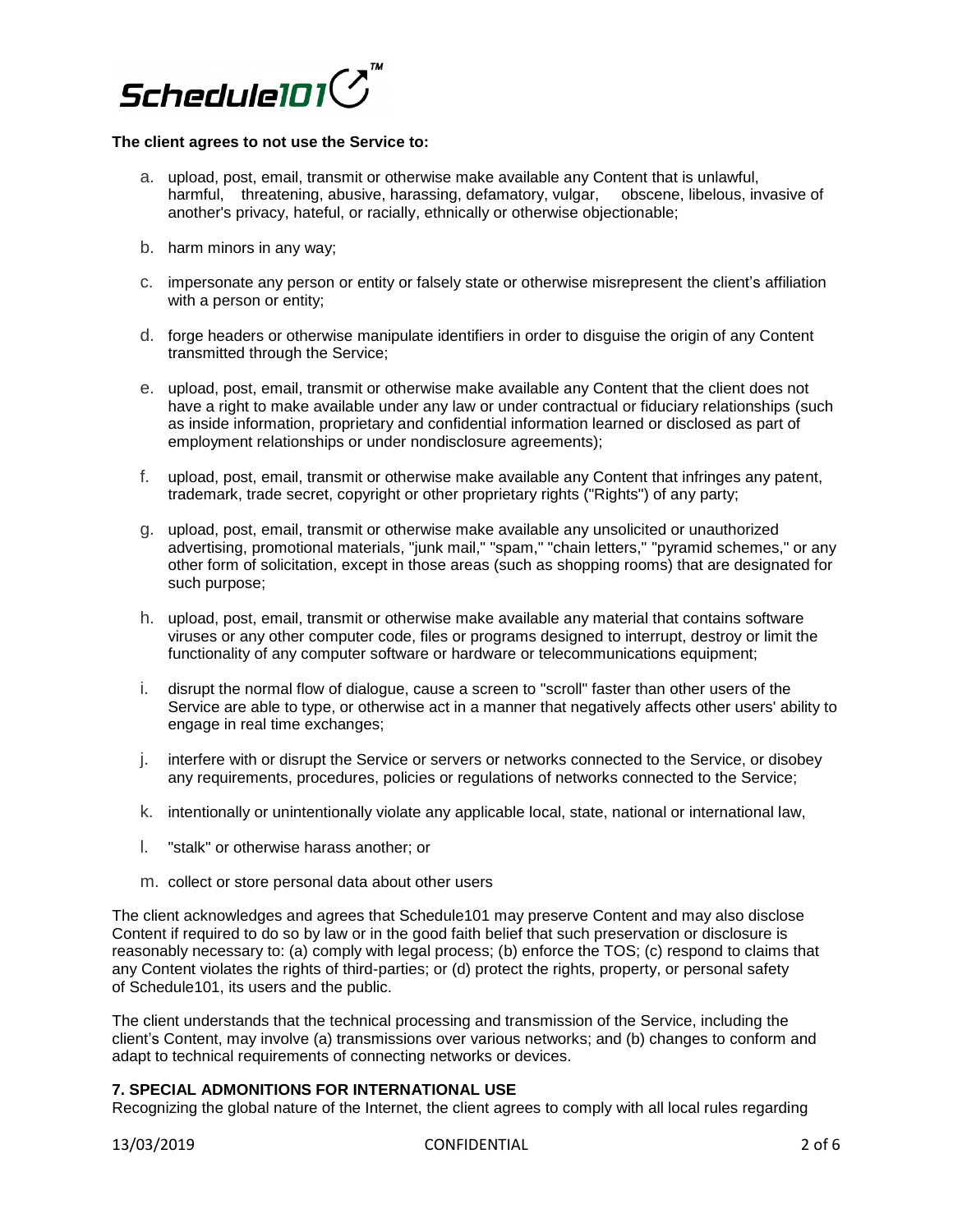**The client agrees to not use the Service to:**

a. upload, post, email, transmit or otherwise make available any Content that is unlawful, harmful, threatening, abusive, harassing, defamatory, vulgar, obscene, libelous, invasive of another's privacy, hateful, or racially, ethnically or otherwise objectionable;

b. harm minors in any way;

c. impersonate any person or entity or falsely state or otherwise misrepresent the client's affiliation with a person or entity;

d. forge headers or otherwise manipulate identifiers in order to disguise the origin of any Content transmitted through the Service;

e. upload, post, email, transmit or otherwise make available any Content that the client does not have a right to make available under any law or under contractual or fiduciary relationships (such as inside information, proprietary and confidential information learned or disclosed as part of employment relationships or under nondisclosure agreements);

f. upload, post, email, transmit or otherwise make available any Content that infringes any patent, trademark, trade secret, copyright or other proprietary rights ("Rights") of any party;

g. upload, post, email, transmit or otherwise make available any unsolicited or unauthorized advertising, promotional materials, "junk mail," "spam," "chain letters," "pyramid schemes," or any other form of solicitation, except in those areas (such as shopping rooms) that are designated for such purpose;

h. upload, post, email, transmit or otherwise make available any material that contains software viruses or any other computer code, files or programs designed to interrupt, destroy or limit the functionality of any computer software or hardware or telecommunications equipment;

i. disrupt the normal flow of dialogue, cause a screen to "scroll" faster than other users of the Service are able to type, or otherwise act in a manner that negatively affects other users' ability to engage in real time exchanges;

j. interfere with or disrupt the Service or servers or networks connected to the Service, or disobey any requirements, procedures, policies or regulations of networks connected to the Service;

k. intentionally or unintentionally violate any applicable local, state, national or international law,

l. "stalk" or otherwise harass another; or

m. collect or store personal data about other users

The client acknowledges and agrees that Schedule101 may preserve Content and may also disclose Content if required to do so by law or in the good faith belief that such preservation or disclosure is reasonably necessary to: (a) comply with legal process; (b) enforce the TOS; (c) respond to claims that any Content violates the rights of third-parties; or (d) protect the rights, property, or personal safety of Schedule101, its users and the public.

The client understands that the technical processing and transmission of the Service, including the client's Content, may involve (a) transmissions over various networks; and (b) changes to conform and adapt to technical requirements of connecting networks or devices.

### 7. SPECIAL ADMONITIONS FOR INTERNATIONAL USE

Recognizing the global nature of the Internet, the client agrees to comply with all local rules regarding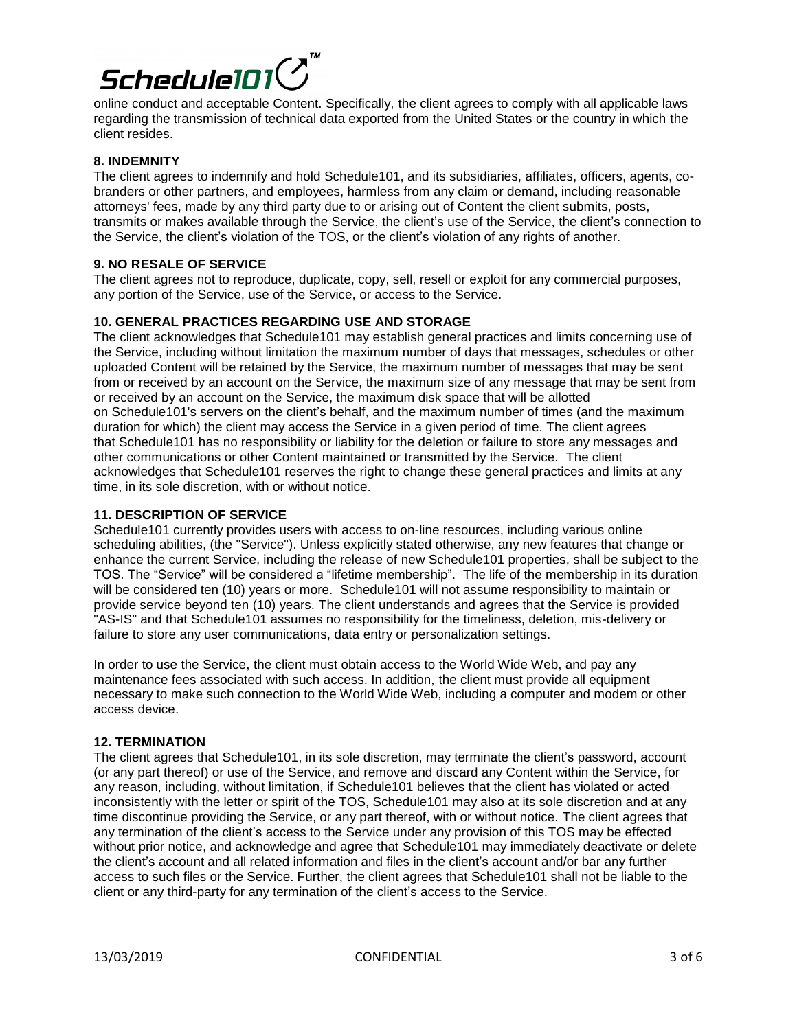online conduct and acceptable Content. Specifically, the client agrees to comply with all applicable laws regarding the transmission of technical data exported from the United States or the country in which the client resides.

**8. INDEMNITY**

The client agrees to indemnify and hold Schedule101, and its subsidiaries, affiliates, officers, agents, co-branders or other partners, and employees, harmless from any claim or demand, including reasonable attorneys' fees, made by any third party due to or arising out of Content the client submits, posts, transmits or makes available through the Service, the client's use of the Service, the client's connection to the Service, the client's violation of the TOS, or the client's violation of any rights of another.

**9. NO RESALE OF SERVICE**

The client agrees not to reproduce, duplicate, copy, sell, resell or exploit for any commercial purposes, any portion of the Service, use of the Service, or access to the Service.

**10. GENERAL PRACTICES REGARDING USE AND STORAGE**

The client acknowledges that Schedule101 may establish general practices and limits concerning use of the Service, including without limitation the maximum number of days that messages, schedules or other uploaded Content will be retained by the Service, the maximum number of messages that may be sent from or received by an account on the Service, the maximum size of any message that may be sent from or received by an account on the Service, the maximum disk space that will be allotted on Schedule101's servers on the client's behalf, and the maximum number of times (and the maximum duration for which) the client may access the Service in a given period of time. The client agrees that Schedule101 has no responsibility or liability for the deletion or failure to store any messages and other communications or other Content maintained or transmitted by the Service. The client acknowledges that Schedule101 reserves the right to change these general practices and limits at any time, in its sole discretion, with or without notice.

**11. DESCRIPTION OF SERVICE**

Schedule101 currently provides users with access to on-line resources, including various online scheduling abilities, (the "Service"). Unless explicitly stated otherwise, any new features that change or enhance the current Service, including the release of new Schedule101 properties, shall be subject to the TOS. The "Service" will be considered a "lifetime membership". The life of the membership in its duration will be considered ten (10) years or more. Schedule101 will not assume responsibility to maintain or provide service beyond ten (10) years. The client understands and agrees that the Service is provided "AS-IS" and that Schedule101 assumes no responsibility for the timeliness, deletion, mis-delivery or failure to store any user communications, data entry or personalization settings.

In order to use the Service, the client must obtain access to the World Wide Web, and pay any maintenance fees associated with such access. In addition, the client must provide all equipment necessary to make such connection to the World Wide Web, including a computer and modem or other access device.

**12. TERMINATION**

The client agrees that Schedule101, in its sole discretion, may terminate the client's password, account (or any part thereof) or use of the Service, and remove and discard any Content within the Service, for any reason, including, without limitation, if Schedule101 believes that the client has violated or acted inconsistently with the letter or spirit of the TOS, Schedule101 may also at its sole discretion and at any time discontinue providing the Service, or any part thereof, with or without notice. The client agrees that any termination of the client's access to the Service under any provision of this TOS may be effected without prior notice, and acknowledge and agree that Schedule101 may immediately deactivate or delete the client's account and all related information and files in the client's account and/or bar any further access to such files or the Service. Further, the client agrees that Schedule101 shall not be liable to the client or any third-party for any termination of the client's access to the Service.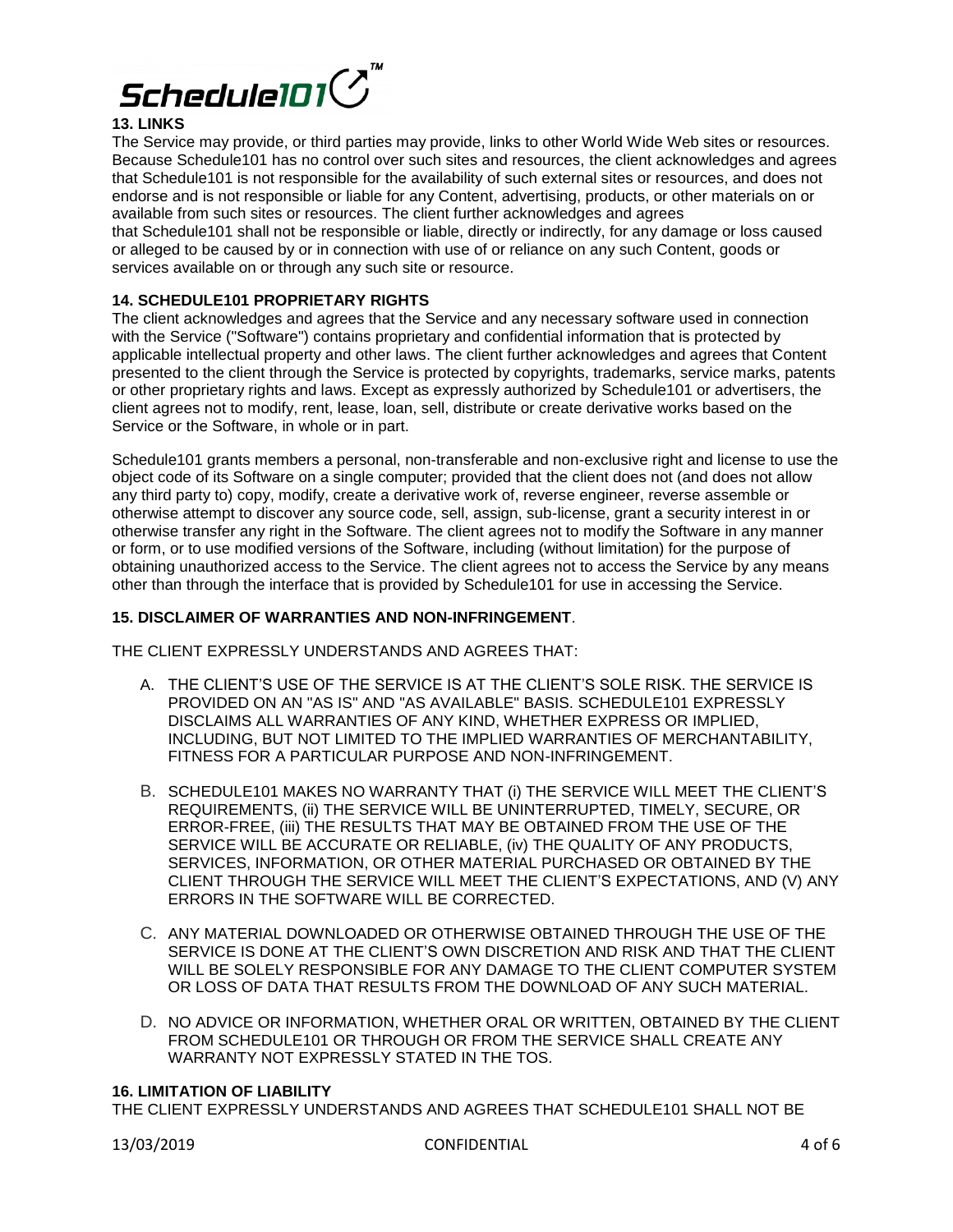## 13. LINKS

The Service may provide, or third parties may provide, links to other World Wide Web sites or resources. Because Schedule101 has no control over such sites and resources, the client acknowledges and agrees that Schedule101 is not responsible for the availability of such external sites or resources, and does not endorse and is not responsible or liable for any Content, advertising, products, or other materials on or available from such sites or resources. The client further acknowledges and agrees that Schedule101 shall not be responsible or liable, directly or indirectly, for any damage or loss caused or alleged to be caused by or in connection with use of or reliance on any such Content, goods or services available on or through any such site or resource.

## 14. SCHEDULE101 PROPRIETARY RIGHTS

The client acknowledges and agrees that the Service and any necessary software used in connection with the Service ("Software") contains proprietary and confidential information that is protected by applicable intellectual property and other laws. The client further acknowledges and agrees that Content presented to the client through the Service is protected by copyrights, trademarks, service marks, patents or other proprietary rights and laws. Except as expressly authorized by Schedule101 or advertisers, the client agrees not to modify, rent, lease, loan, sell, distribute or create derivative works based on the Service or the Software, in whole or in part.

Schedule101 grants members a personal, non-transferable and non-exclusive right and license to use the object code of its Software on a single computer; provided that the client does not (and does not allow any third party to) copy, modify, create a derivative work of, reverse engineer, reverse assemble or otherwise attempt to discover any source code, sell, assign, sub-license, grant a security interest in or otherwise transfer any right in the Software. The client agrees not to modify the Software in any manner or form, or to use modified versions of the Software, including (without limitation) for the purpose of obtaining unauthorized access to the Service. The client agrees not to access the Service by any means other than through the interface that is provided by Schedule101 for use in accessing the Service.

## 15. DISCLAIMER OF WARRANTIES AND NON-INFRINGEMENT.

THE CLIENT EXPRESSLY UNDERSTANDS AND AGREES THAT:

A. THE CLIENT'S USE OF THE SERVICE IS AT THE CLIENT'S SOLE RISK. THE SERVICE IS PROVIDED ON AN "AS IS" AND "AS AVAILABLE" BASIS. SCHEDULE101 EXPRESSLY DISCLAIMS ALL WARRANTIES OF ANY KIND, WHETHER EXPRESS OR IMPLIED, INCLUDING, BUT NOT LIMITED TO THE IMPLIED WARRANTIES OF MERCHANTABILITY, FITNESS FOR A PARTICULAR PURPOSE AND NON-INFRINGEMENT.

B. SCHEDULE101 MAKES NO WARRANTY THAT (i) THE SERVICE WILL MEET THE CLIENT'S REQUIREMENTS, (ii) THE SERVICE WILL BE UNINTERRUPTED, TIMELY, SECURE, OR ERROR-FREE, (iii) THE RESULTS THAT MAY BE OBTAINED FROM THE USE OF THE SERVICE WILL BE ACCURATE OR RELIABLE, (iv) THE QUALITY OF ANY PRODUCTS, SERVICES, INFORMATION, OR OTHER MATERIAL PURCHASED OR OBTAINED BY THE CLIENT THROUGH THE SERVICE WILL MEET THE CLIENT'S EXPECTATIONS, AND (V) ANY ERRORS IN THE SOFTWARE WILL BE CORRECTED.

C. ANY MATERIAL DOWNLOADED OR OTHERWISE OBTAINED THROUGH THE USE OF THE SERVICE IS DONE AT THE CLIENT'S OWN DISCRETION AND RISK AND THAT THE CLIENT WILL BE SOLELY RESPONSIBLE FOR ANY DAMAGE TO THE CLIENT COMPUTER SYSTEM OR LOSS OF DATA THAT RESULTS FROM THE DOWNLOAD OF ANY SUCH MATERIAL.

D. NO ADVICE OR INFORMATION, WHETHER ORAL OR WRITTEN, OBTAINED BY THE CLIENT FROM SCHEDULE101 OR THROUGH OR FROM THE SERVICE SHALL CREATE ANY WARRANTY NOT EXPRESSLY STATED IN THE TOS.

## 16. LIMITATION OF LIABILITY

THE CLIENT EXPRESSLY UNDERSTANDS AND AGREES THAT SCHEDULE101 SHALL NOT BE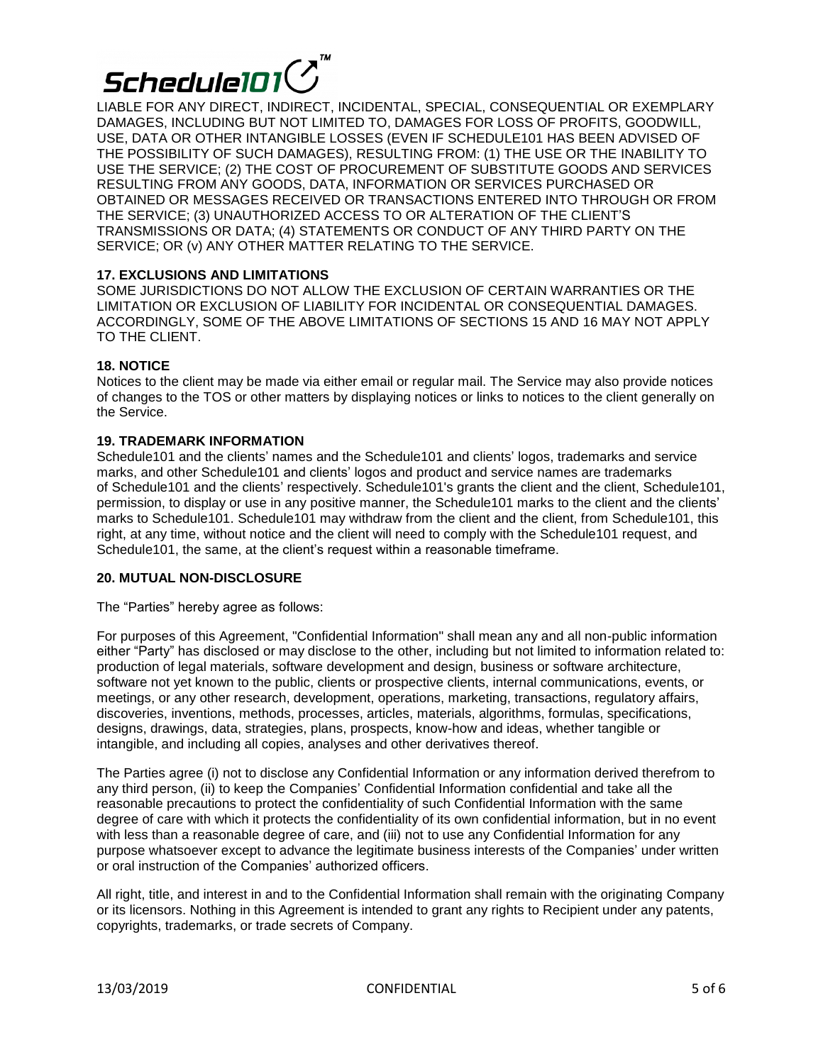LIABLE FOR ANY DIRECT, INDIRECT, INCIDENTAL, SPECIAL, CONSEQUENTIAL OR EXEMPLARY DAMAGES, INCLUDING BUT NOT LIMITED TO, DAMAGES FOR LOSS OF PROFITS, GOODWILL, USE, DATA OR OTHER INTANGIBLE LOSSES (EVEN IF SCHEDULE101 HAS BEEN ADVISED OF THE POSSIBILITY OF SUCH DAMAGES), RESULTING FROM: (1) THE USE OR THE INABILITY TO USE THE SERVICE; (2) THE COST OF PROCUREMENT OF SUBSTITUTE GOODS AND SERVICES RESULTING FROM ANY GOODS, DATA, INFORMATION OR SERVICES PURCHASED OR OBTAINED OR MESSAGES RECEIVED OR TRANSACTIONS ENTERED INTO THROUGH OR FROM THE SERVICE; (3) UNAUTHORIZED ACCESS TO OR ALTERATION OF THE CLIENT'S TRANSMISSIONS OR DATA; (4) STATEMENTS OR CONDUCT OF ANY THIRD PARTY ON THE SERVICE; OR (v) ANY OTHER MATTER RELATING TO THE SERVICE.

**17. EXCLUSIONS AND LIMITATIONS**

SOME JURISDICTIONS DO NOT ALLOW THE EXCLUSION OF CERTAIN WARRANTIES OR THE LIMITATION OR EXCLUSION OF LIABILITY FOR INCIDENTAL OR CONSEQUENTIAL DAMAGES. ACCORDINGLY, SOME OF THE ABOVE LIMITATIONS OF SECTIONS 15 AND 16 MAY NOT APPLY TO THE CLIENT.

**18. NOTICE**

Notices to the client may be made via either email or regular mail. The Service may also provide notices of changes to the TOS or other matters by displaying notices or links to notices to the client generally on the Service.

**19. TRADEMARK INFORMATION**

Schedule101 and the clients' names and the Schedule101 and clients' logos, trademarks and service marks, and other Schedule101 and clients' logos and product and service names are trademarks of Schedule101 and the clients' respectively. Schedule101's grants the client and the client, Schedule101, permission, to display or use in any positive manner, the Schedule101 marks to the client and the clients' marks to Schedule101. Schedule101 may withdraw from the client and the client, from Schedule101, this right, at any time, without notice and the client will need to comply with the Schedule101 request, and Schedule101, the same, at the client's request within a reasonable timeframe.

**20. MUTUAL NON-DISCLOSURE**

The "Parties" hereby agree as follows:

For purposes of this Agreement, "Confidential Information" shall mean any and all non-public information either "Party" has disclosed or may disclose to the other, including but not limited to information related to: production of legal materials, software development and design, business or software architecture, software not yet known to the public, clients or prospective clients, internal communications, events, or meetings, or any other research, development, operations, marketing, transactions, regulatory affairs, discoveries, inventions, methods, processes, articles, materials, algorithms, formulas, specifications, designs, drawings, data, strategies, plans, prospects, know-how and ideas, whether tangible or intangible, and including all copies, analyses and other derivatives thereof.

The Parties agree (i) not to disclose any Confidential Information or any information derived therefrom to any third person, (ii) to keep the Companies' Confidential Information confidential and take all the reasonable precautions to protect the confidentiality of such Confidential Information with the same degree of care with which it protects the confidentiality of its own confidential information, but in no event with less than a reasonable degree of care, and (iii) not to use any Confidential Information for any purpose whatsoever except to advance the legitimate business interests of the Companies' under written or oral instruction of the Companies' authorized officers.

All right, title, and interest in and to the Confidential Information shall remain with the originating Company or its licensors. Nothing in this Agreement is intended to grant any rights to Recipient under any patents, copyrights, trademarks, or trade secrets of Company.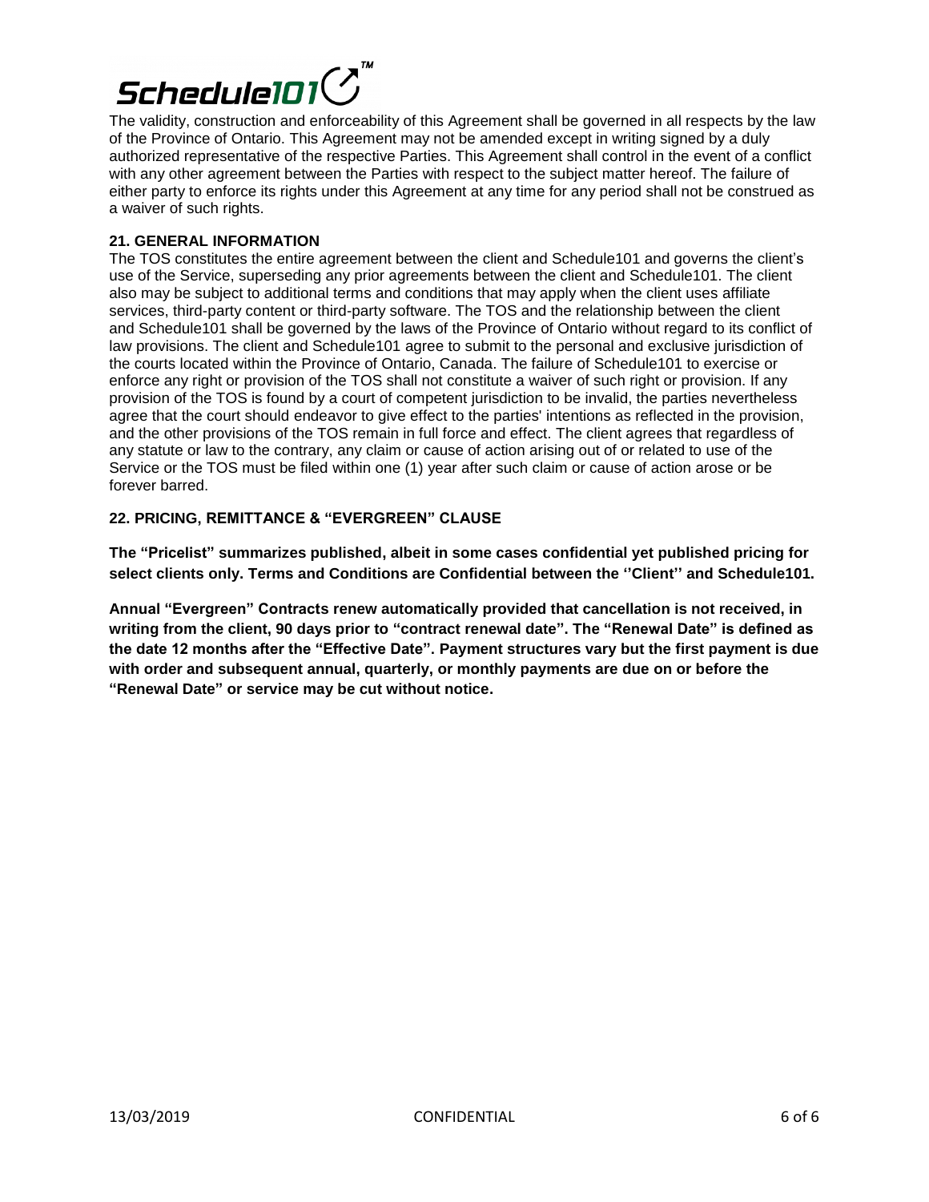The validity, construction and enforceability of this Agreement shall be governed in all respects by the law of the Province of Ontario. This Agreement may not be amended except in writing signed by a duly authorized representative of the respective Parties. This Agreement shall control in the event of a conflict with any other agreement between the Parties with respect to the subject matter hereof. The failure of either party to enforce its rights under this Agreement at any time for any period shall not be construed as a waiver of such rights.

### 21. GENERAL INFORMATION

The TOS constitutes the entire agreement between the client and Schedule101 and governs the client's use of the Service, superseding any prior agreements between the client and Schedule101. The client also may be subject to additional terms and conditions that may apply when the client uses affiliate services, third-party content or third-party software. The TOS and the relationship between the client and Schedule101 shall be governed by the laws of the Province of Ontario without regard to its conflict of law provisions. The client and Schedule101 agree to submit to the personal and exclusive jurisdiction of the courts located within the Province of Ontario, Canada. The failure of Schedule101 to exercise or enforce any right or provision of the TOS shall not constitute a waiver of such right or provision. If any provision of the TOS is found by a court of competent jurisdiction to be invalid, the parties nevertheless agree that the court should endeavor to give effect to the parties' intentions as reflected in the provision, and the other provisions of the TOS remain in full force and effect. The client agrees that regardless of any statute or law to the contrary, any claim or cause of action arising out of or related to use of the Service or the TOS must be filed within one (1) year after such claim or cause of action arose or be forever barred.

### 22. PRICING, REMITTANCE & "EVERGREEN" CLAUSE

**The "Pricelist" summarizes published, albeit in some cases confidential yet published pricing for select clients only. Terms and Conditions are Confidential between the ''Client'' and Schedule101.**

**Annual "Evergreen" Contracts renew automatically provided that cancellation is not received, in writing from the client, 90 days prior to "contract renewal date". The "Renewal Date" is defined as the date 12 months after the "Effective Date". Payment structures vary but the first payment is due with order and subsequent annual, quarterly, or monthly payments are due on or before the "Renewal Date" or service may be cut without notice.**